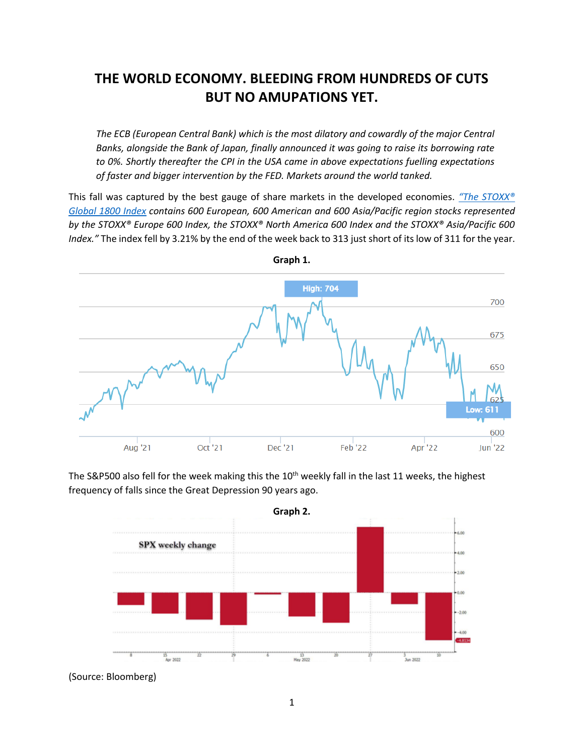# THE WORLD ECONOMY. BLEEDING FROM HUNDREDS OF CUTS BUT NO AMUPATIONS YET.

*The ECB (European Central Bank) which is the most dilatory and cowardly of the major Central Banks, alongside the Bank of Japan, finally announced it was going to raise its borrowing rate to 0%. Shortly thereafter the CPI in the USA came in above expectations fuelling expectations of faster and bigger intervention by the FED. Markets around the world tanked.*

This fall was captured by the best gauge of share markets in the developed economies. *"The STOXX® Global 1800 Index contains 600 European, 600 American and 600 Asia/Pacific region stocks represented by the STOXX® Europe 600 Index, the STOXX® North America 600 Index and the STOXX® Asia/Pacific 600 Index."* The index fell by 3.21% by the end of the week back to 313 just short of its low of 311 for the year.

**Graph 1.**

The S&P500 also fell for the week making this the 10th weekly fall in the last 11 weeks, the highest frequency of falls since the Great Depression 90 years ago.

**Graph 2.**

(Source: Bloomberg)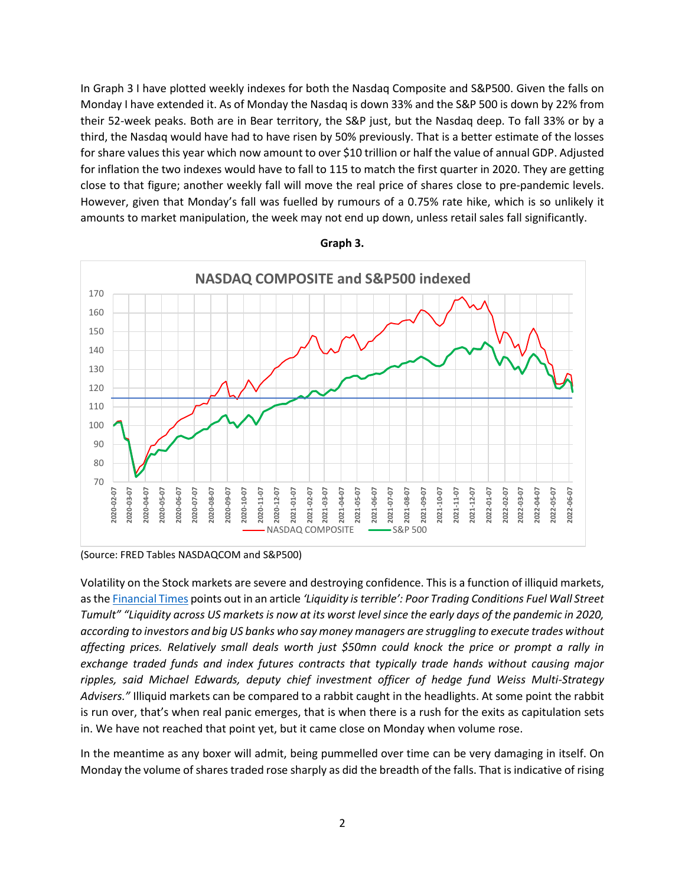In Graph 3 I have plotted weekly indexes for both the Nasdaq Composite and S&P500. Given the falls on Monday I have extended it. As of Monday the Nasdaq is down 33% and the S&P 500 is down by 22% from their 52-week peaks. Both are in Bear territory, the S&P just, but the Nasdaq deep. To fall 33% or by a third, the Nasdaq would have had to have risen by 50% previously. That is a better estimate of the losses for share values this year which now amount to over $10 trillion or half the value of annual GDP. Adjusted for inflation the two indexes would have to fall to 115 to match the first quarter in 2020. They are getting close to that figure; another weekly fall will move the real price of shares close to pre-pandemic levels. However, given that Monday's fall was fuelled by rumours of a 0.75% rate hike, which is so unlikely it amounts to market manipulation, the week may not end up down, unless retail sales fall significantly.

**Graph 3.**

(Source: FRED Tables NASDAQCOM and S&P500)

Volatility on the Stock markets are severe and destroying confidence. This is a function of illiquid markets, as the Financial Times points out in an article *'Liquidity is terrible': Poor Trading Conditions Fuel Wall Street Tumult" "Liquidity across US markets is now at its worst level since the early days of the pandemic in 2020, according to investors and big US banks who say money managers are struggling to execute trades without affecting prices. Relatively small deals worth just $50mn could knock the price or prompt a rally in exchange traded funds and index futures contracts that typically trade hands without causing major ripples, said Michael Edwards, deputy chief investment officer of hedge fund Weiss Multi-Strategy Advisers."* Illiquid markets can be compared to a rabbit caught in the headlights. At some point the rabbit is run over, that's when real panic emerges, that is when there is a rush for the exits as capitulation sets in. We have not reached that point yet, but it came close on Monday when volume rose.

In the meantime as any boxer will admit, being pummelled over time can be very damaging in itself. On Monday the volume of shares traded rose sharply as did the breadth of the falls. That is indicative of rising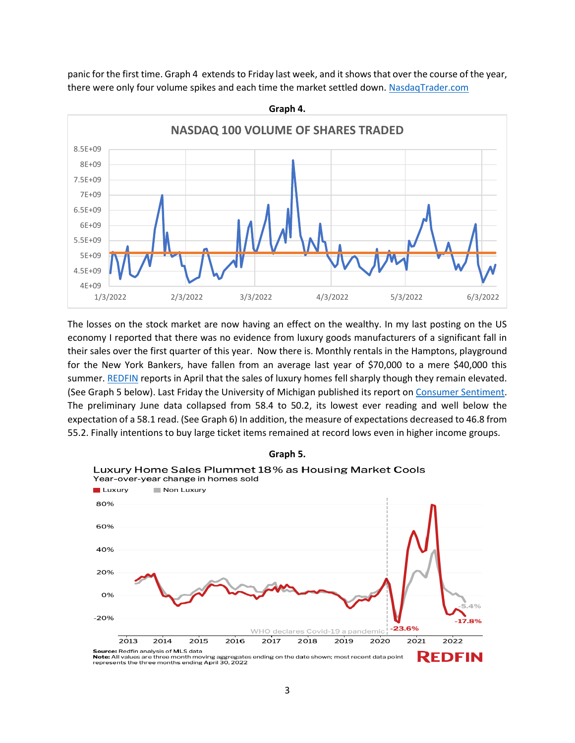panic for the first time. Graph 4 extends to Friday last week, and it shows that over the course of the year, there were only four volume spikes and each time the market settled down. NasdaqTrader.com

**Graph 4.**

The losses on the stock market are now having an effect on the wealthy. In my last posting on the US economy I reported that there was no evidence from luxury goods manufacturers of a significant fall in their sales over the first quarter of this year. Now there is. Monthly rentals in the Hamptons, playground for the New York Bankers, have fallen from an average last year of $70,000 to a mere $40,000 this summer. REDFIN reports in April that the sales of luxury homes fell sharply though they remain elevated. (See Graph 5 below). Last Friday the University of Michigan published its report on Consumer Sentiment. The preliminary June data collapsed from 58.4 to 50.2, its lowest ever reading and well below the expectation of a 58.1 read. (See Graph 6) In addition, the measure of expectations decreased to 46.8 from 55.2. Finally intentions to buy large ticket items remained at record lows even in higher income groups.

**Graph 5.**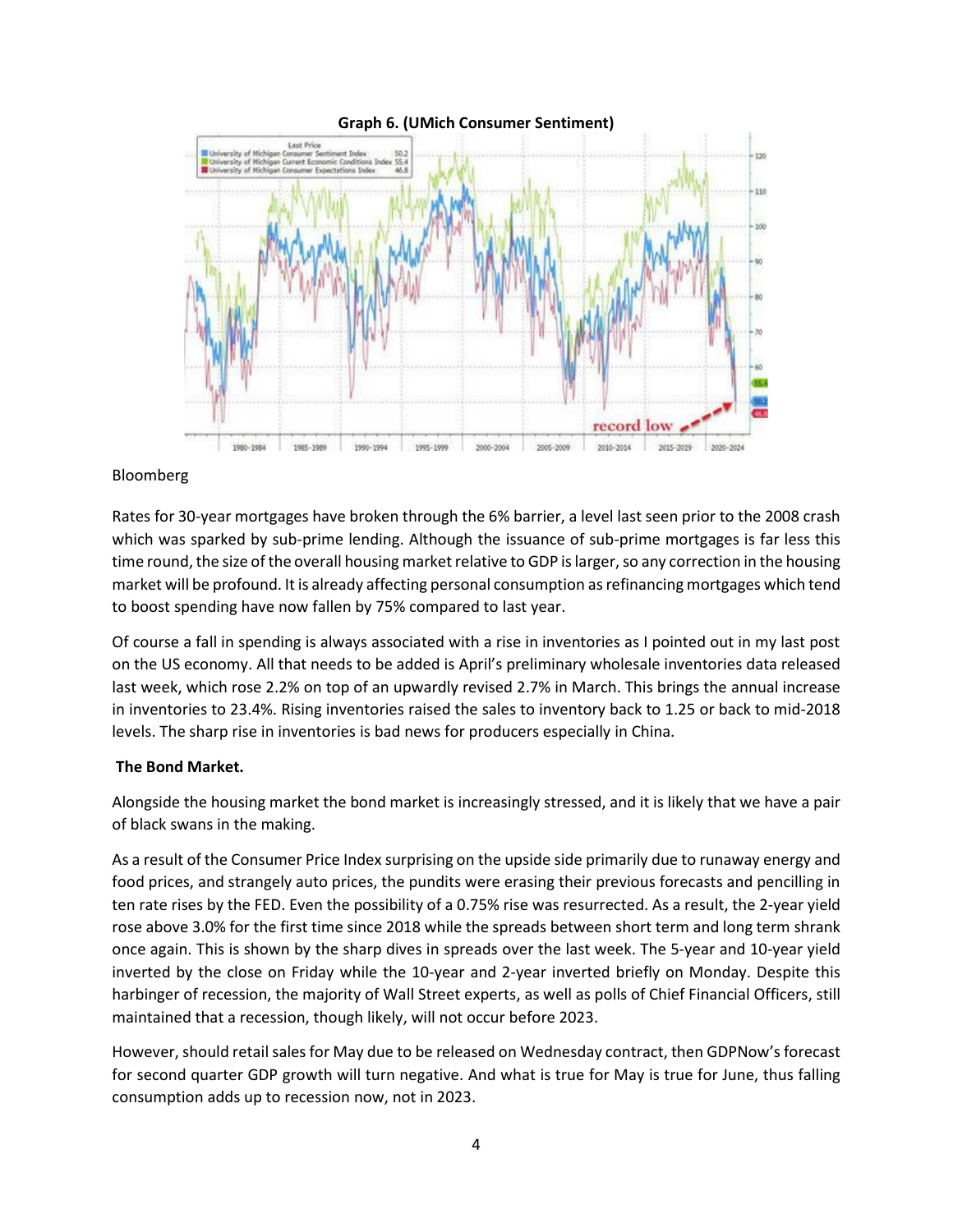**Graph 6. (UMich Consumer Sentiment)**

Bloomberg

Rates for 30-year mortgages have broken through the 6% barrier, a level last seen prior to the 2008 crash which was sparked by sub-prime lending. Although the issuance of sub-prime mortgages is far less this time round, the size of the overall housing market relative to GDP is larger, so any correction in the housing market will be profound. It is already affecting personal consumption as refinancing mortgages which tend to boost spending have now fallen by 75% compared to last year.

Of course a fall in spending is always associated with a rise in inventories as I pointed out in my last post on the US economy. All that needs to be added is April's preliminary wholesale inventories data released last week, which rose 2.2% on top of an upwardly revised 2.7% in March. This brings the annual increase in inventories to 23.4%. Rising inventories raised the sales to inventory back to 1.25 or back to mid-2018 levels. The sharp rise in inventories is bad news for producers especially in China.

**The Bond Market.**

Alongside the housing market the bond market is increasingly stressed, and it is likely that we have a pair of black swans in the making.

As a result of the Consumer Price Index surprising on the upside side primarily due to runaway energy and food prices, and strangely auto prices, the pundits were erasing their previous forecasts and pencilling in ten rate rises by the FED. Even the possibility of a 0.75% rise was resurrected. As a result, the 2-year yield rose above 3.0% for the first time since 2018 while the spreads between short term and long term shrank once again. This is shown by the sharp dives in spreads over the last week. The 5-year and 10-year yield inverted by the close on Friday while the 10-year and 2-year inverted briefly on Monday. Despite this harbinger of recession, the majority of Wall Street experts, as well as polls of Chief Financial Officers, still maintained that a recession, though likely, will not occur before 2023.

However, should retail sales for May due to be released on Wednesday contract, then GDPNow's forecast for second quarter GDP growth will turn negative. And what is true for May is true for June, thus falling consumption adds up to recession now, not in 2023.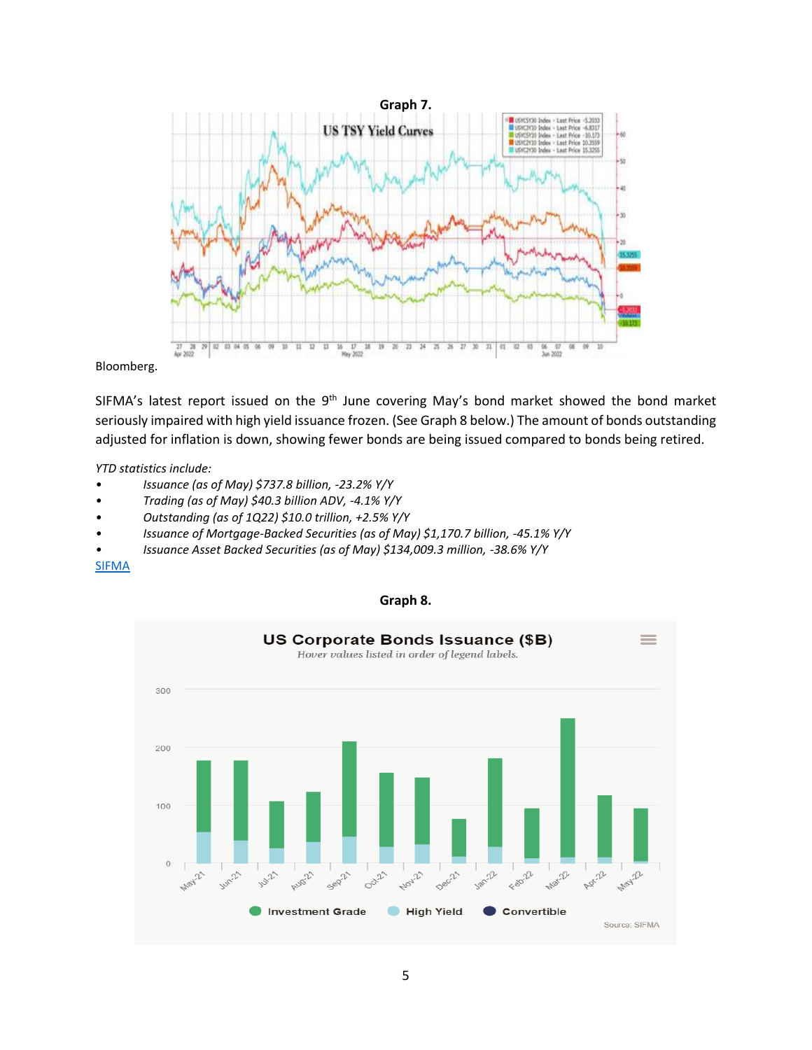**Graph 7.**

Bloomberg.

SIFMA's latest report issued on the 9th June covering May's bond market showed the bond market seriously impaired with high yield issuance frozen. (See Graph 8 below.) The amount of bonds outstanding adjusted for inflation is down, showing fewer bonds are being issued compared to bonds being retired.

*YTD statistics include:*

- *Issuance (as of May) $737.8 billion, -23.2% Y/Y*
- *Trading (as of May) $40.3 billion ADV, -4.1% Y/Y*
- *Outstanding (as of 1Q22) $10.0 trillion, +2.5% Y/Y*
- *Issuance of Mortgage-Backed Securities (as of May) $1,170.7 billion, -45.1% Y/Y*
- *Issuance Asset Backed Securities (as of May) $134,009.3 million, -38.6% Y/Y*

[SIFMA](SIFMA)

**Graph 8.**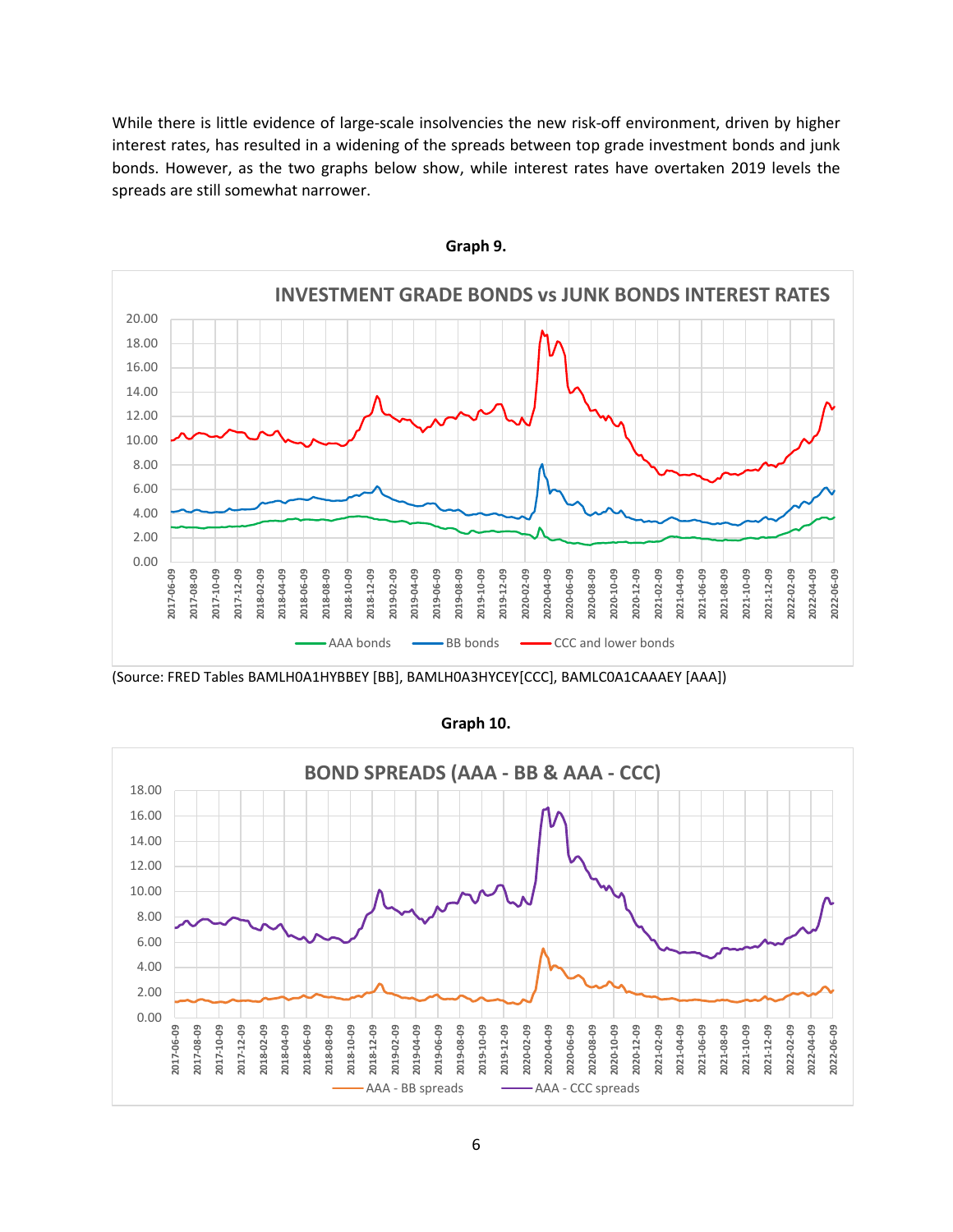While there is little evidence of large-scale insolvencies the new risk-off environment, driven by higher interest rates, has resulted in a widening of the spreads between top grade investment bonds and junk bonds. However, as the two graphs below show, while interest rates have overtaken 2019 levels the spreads are still somewhat narrower.

**Graph 9.**

(Source: FRED Tables BAMLH0A1HYBBEY [BB], BAMLH0A3HYCEY[CCC], BAMLC0A1CAAAEY [AAA])

**Graph 10.**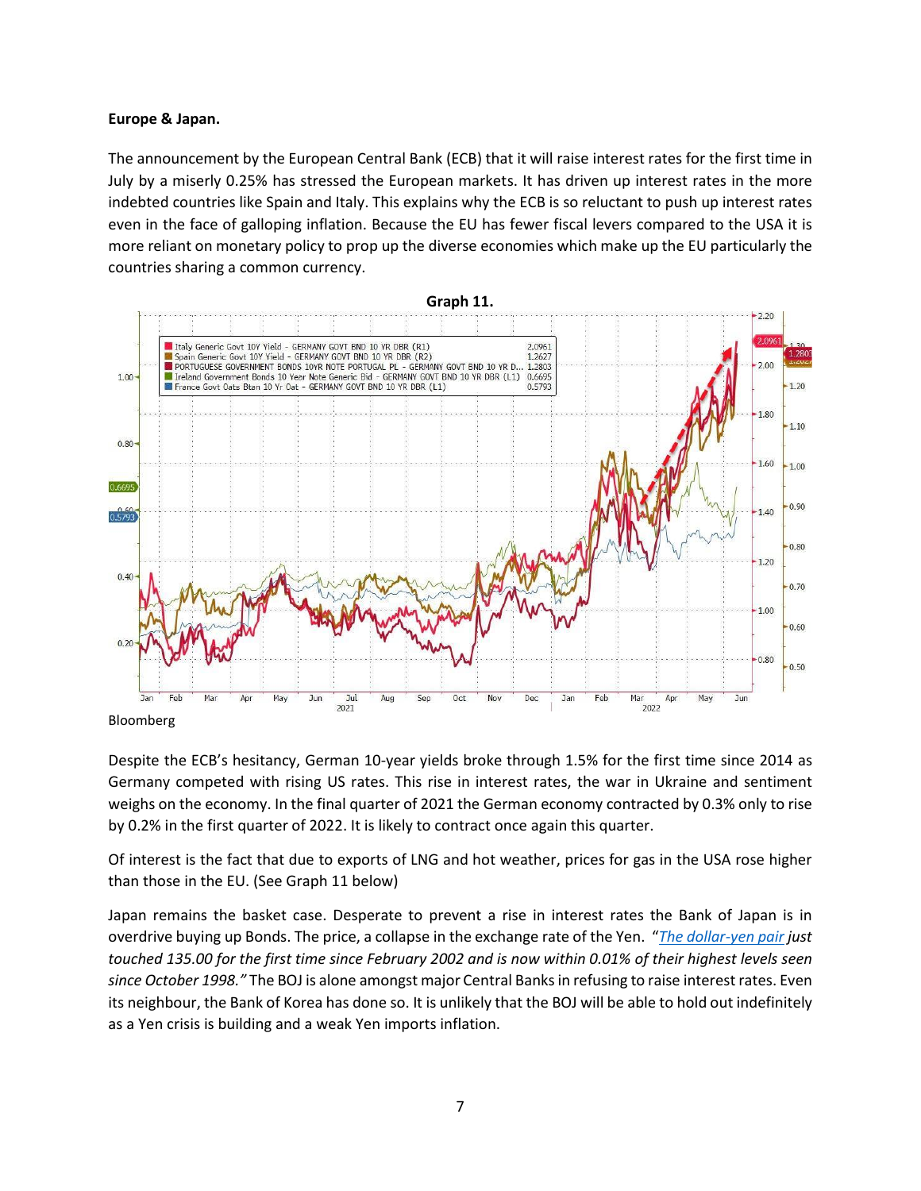**Europe & Japan.**

The announcement by the European Central Bank (ECB) that it will raise interest rates for the first time in July by a miserly 0.25% has stressed the European markets. It has driven up interest rates in the more indebted countries like Spain and Italy. This explains why the ECB is so reluctant to push up interest rates even in the face of galloping inflation. Because the EU has fewer fiscal levers compared to the USA it is more reliant on monetary policy to prop up the diverse economies which make up the EU particularly the countries sharing a common currency.

**Graph 11.**

Bloomberg

Despite the ECB's hesitancy, German 10-year yields broke through 1.5% for the first time since 2014 as Germany competed with rising US rates. This rise in interest rates, the war in Ukraine and sentiment weighs on the economy. In the final quarter of 2021 the German economy contracted by 0.3% only to rise by 0.2% in the first quarter of 2022. It is likely to contract once again this quarter.

Of interest is the fact that due to exports of LNG and hot weather, prices for gas in the USA rose higher than those in the EU. (See Graph 11 below)

Japan remains the basket case. Desperate to prevent a rise in interest rates the Bank of Japan is in overdrive buying up Bonds. The price, a collapse in the exchange rate of the Yen. "*The dollar-yen pair just touched 135.00 for the first time since February 2002 and is now within 0.01% of their highest levels seen since October 1998."* The BOJ is alone amongst major Central Banks in refusing to raise interest rates. Even its neighbour, the Bank of Korea has done so. It is unlikely that the BOJ will be able to hold out indefinitely as a Yen crisis is building and a weak Yen imports inflation.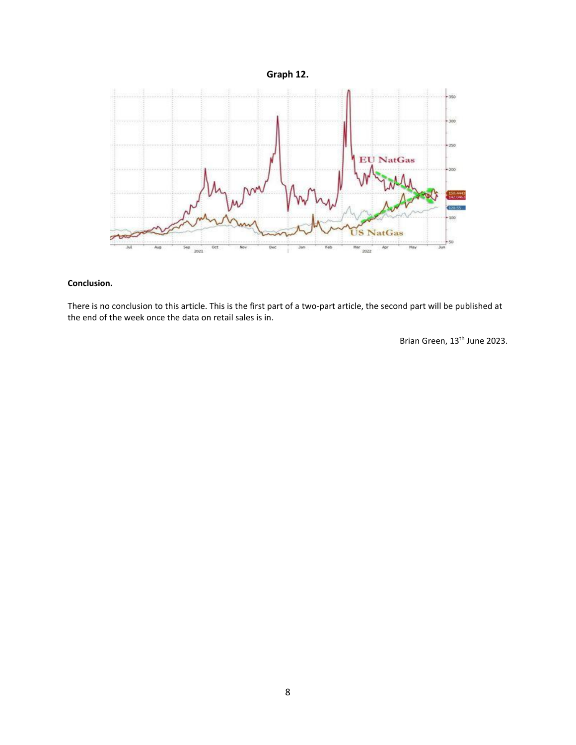**Graph 12.**

EU NatGas

US NatGas

350
300
250
200
100
50

150.4443
142.0463
120.55

Jul
Aug
Sep
2021
Oct
Nov
Dec
Jan
Feb
Mar
2022
Apr
May
Jun

**Conclusion.**

There is no conclusion to this article. This is the first part of a two-part article, the second part will be published at the end of the week once the data on retail sales is in.

Brian Green, 13th June 2023.